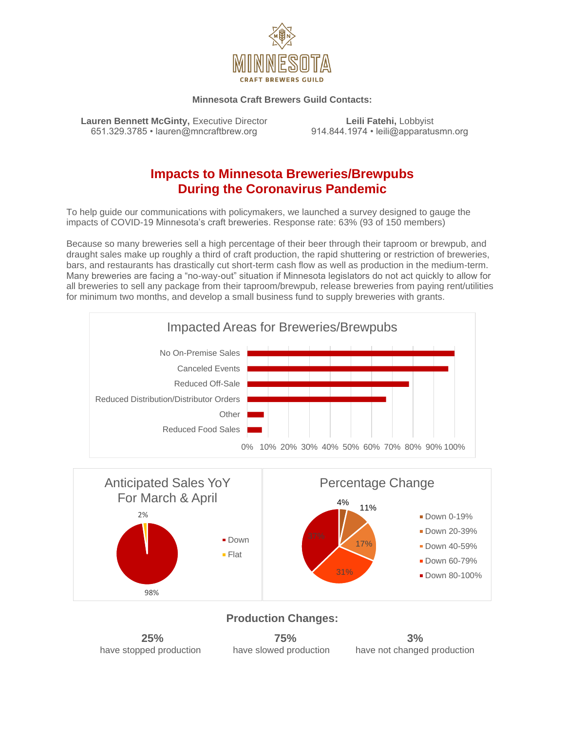MINNESOTA
CRAFT BREWERS GUILD

**Minnesota Craft Brewers Guild Contacts:**

**Lauren Bennett McGinty,** Executive Director
651.329.3785 • lauren@mncraftbrew.org

**Leili Fatehi,** Lobbyist
914.844.1974 • leili@apparatusmn.org

# Impacts to Minnesota Breweries/Brewpubs During the Coronavirus Pandemic

To help guide our communications with policymakers, we launched a survey designed to gauge the impacts of COVID-19 Minnesota's craft breweries. Response rate: 63% (93 of 150 members)

Because so many breweries sell a high percentage of their beer through their taproom or brewpub, and draught sales make up roughly a third of craft production, the rapid shuttering or restriction of breweries, bars, and restaurants has drastically cut short-term cash flow as well as production in the medium-term. Many breweries are facing a "no-way-out" situation if Minnesota legislators do not act quickly to allow for all breweries to sell any package from their taproom/brewpub, release breweries from paying rent/utilities for minimum two months, and develop a small business fund to supply breweries with grants.

## Impacted Areas for Breweries/Brewpubs

| Impacted Area | Approx. % |
|---|---|
| No On-Premise Sales | 100% |
| Canceled Events | 97% |
| Reduced Off-Sale | 78% |
| Reduced Distribution/Distributor Orders | 67% |
| Other | 8% |
| Reduced Food Sales | 7% |

## Anticipated Sales YoY For March & April

| | |
|---|---|
| Down | 98% |
| Flat | 2% |

## Percentage Change

| | |
|---|---|
| Down 0-19% | 4% |
| Down 20-39% | 11% |
| Down 40-59% | 17% |
| Down 60-79% | 31% |
| Down 80-100% | 37% |

## Production Changes:

**25%**
have stopped production

**75%**
have slowed production

**3%**
have not changed production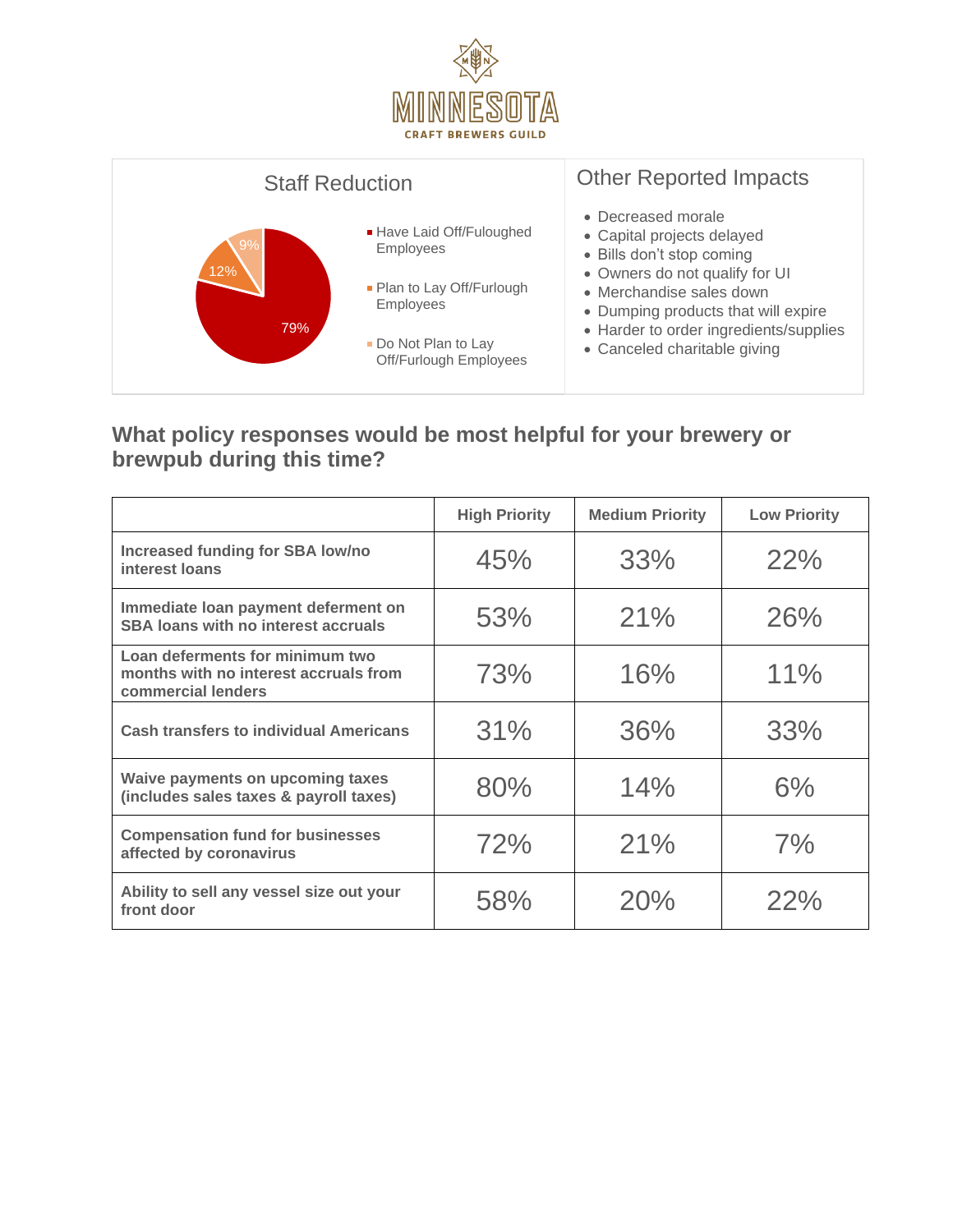MINNESOTA CRAFT BREWERS GUILD

## Staff Reduction

- Have Laid Off/Fuloughed Employees: 79%
- Plan to Lay Off/Furlough Employees: 12%
- Do Not Plan to Lay Off/Furlough Employees: 9%

## Other Reported Impacts

- Decreased morale
- Capital projects delayed
- Bills don't stop coming
- Owners do not qualify for UI
- Merchandise sales down
- Dumping products that will expire
- Harder to order ingredients/supplies
- Canceled charitable giving

## What policy responses would be most helpful for your brewery or brewpub during this time?

| | High Priority | Medium Priority | Low Priority |
|---|---|---|---|
| **Increased funding for SBA low/no interest loans** | 45% | 33% | 22% |
| **Immediate loan payment deferment on SBA loans with no interest accruals** | 53% | 21% | 26% |
| **Loan deferments for minimum two months with no interest accruals from commercial lenders** | 73% | 16% | 11% |
| **Cash transfers to individual Americans** | 31% | 36% | 33% |
| **Waive payments on upcoming taxes (includes sales taxes & payroll taxes)** | 80% | 14% | 6% |
| **Compensation fund for businesses affected by coronavirus** | 72% | 21% | 7% |
| **Ability to sell any vessel size out your front door** | 58% | 20% | 22% |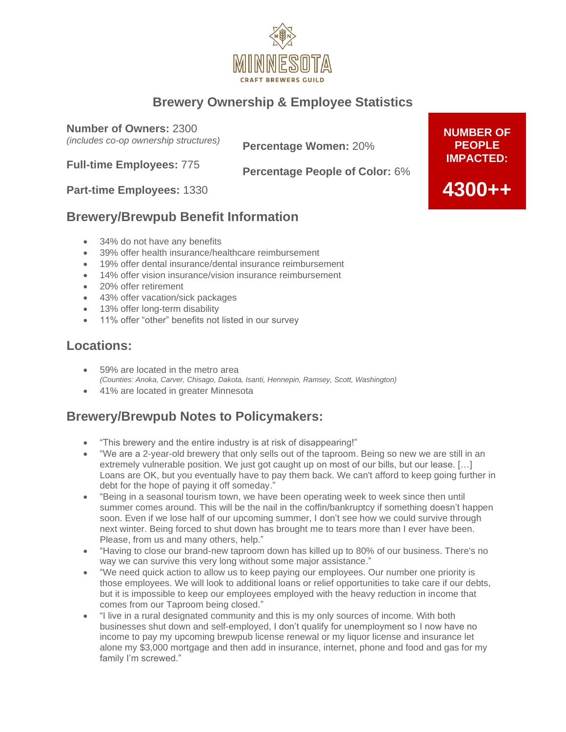MINNESOTA

CRAFT BREWERS GUILD

## Brewery Ownership & Employee Statistics

**Number of Owners:** 2300
*(includes co-op ownership structures)*

**Full-time Employees:** 775

**Part-time Employees:** 1330

**Percentage Women:** 20%

**Percentage People of Color:** 6%

**NUMBER OF PEOPLE IMPACTED:**

**4300++**

## Brewery/Brewpub Benefit Information

- 34% do not have any benefits
- 39% offer health insurance/healthcare reimbursement
- 19% offer dental insurance/dental insurance reimbursement
- 14% offer vision insurance/vision insurance reimbursement
- 20% offer retirement
- 43% offer vacation/sick packages
- 13% offer long-term disability
- 11% offer "other" benefits not listed in our survey

## Locations:

- 59% are located in the metro area
  *(Counties: Anoka, Carver, Chisago, Dakota, Isanti, Hennepin, Ramsey, Scott, Washington)*
- 41% are located in greater Minnesota

## Brewery/Brewpub Notes to Policymakers:

- "This brewery and the entire industry is at risk of disappearing!"
- "We are a 2-year-old brewery that only sells out of the taproom. Being so new we are still in an extremely vulnerable position. We just got caught up on most of our bills, but our lease. […] Loans are OK, but you eventually have to pay them back. We can't afford to keep going further in debt for the hope of paying it off someday."
- "Being in a seasonal tourism town, we have been operating week to week since then until summer comes around. This will be the nail in the coffin/bankruptcy if something doesn't happen soon. Even if we lose half of our upcoming summer, I don't see how we could survive through next winter. Being forced to shut down has brought me to tears more than I ever have been. Please, from us and many others, help."
- "Having to close our brand-new taproom down has killed up to 80% of our business. There's no way we can survive this very long without some major assistance."
- "We need quick action to allow us to keep paying our employees. Our number one priority is those employees. We will look to additional loans or relief opportunities to take care if our debts, but it is impossible to keep our employees employed with the heavy reduction in income that comes from our Taproom being closed."
- "I live in a rural designated community and this is my only sources of income. With both businesses shut down and self-employed, I don't qualify for unemployment so I now have no income to pay my upcoming brewpub license renewal or my liquor license and insurance let alone my $3,000 mortgage and then add in insurance, internet, phone and food and gas for my family I'm screwed."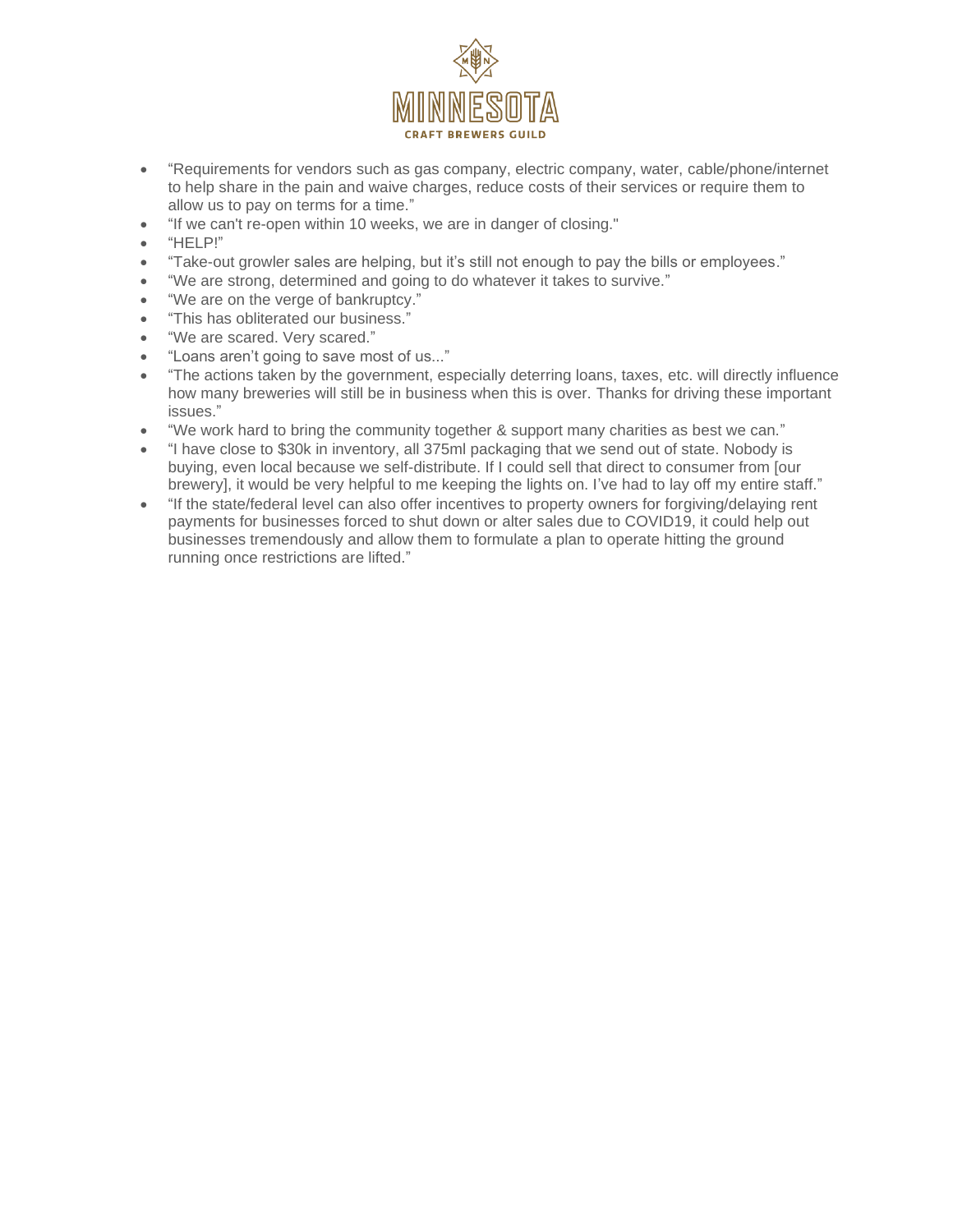- “Requirements for vendors such as gas company, electric company, water, cable/phone/internet to help share in the pain and waive charges, reduce costs of their services or require them to allow us to pay on terms for a time.”
- “If we can't re-open within 10 weeks, we are in danger of closing."
- “HELP!”
- “Take-out growler sales are helping, but it’s still not enough to pay the bills or employees.”
- “We are strong, determined and going to do whatever it takes to survive.”
- “We are on the verge of bankruptcy.”
- “This has obliterated our business.”
- “We are scared. Very scared.”
- “Loans aren’t going to save most of us...”
- “The actions taken by the government, especially deterring loans, taxes, etc. will directly influence how many breweries will still be in business when this is over. Thanks for driving these important issues.”
- “We work hard to bring the community together & support many charities as best we can.”
- “I have close to $30k in inventory, all 375ml packaging that we send out of state. Nobody is buying, even local because we self-distribute. If I could sell that direct to consumer from [our brewery], it would be very helpful to me keeping the lights on. I’ve had to lay off my entire staff.”
- “If the state/federal level can also offer incentives to property owners for forgiving/delaying rent payments for businesses forced to shut down or alter sales due to COVID19, it could help out businesses tremendously and allow them to formulate a plan to operate hitting the ground running once restrictions are lifted.”